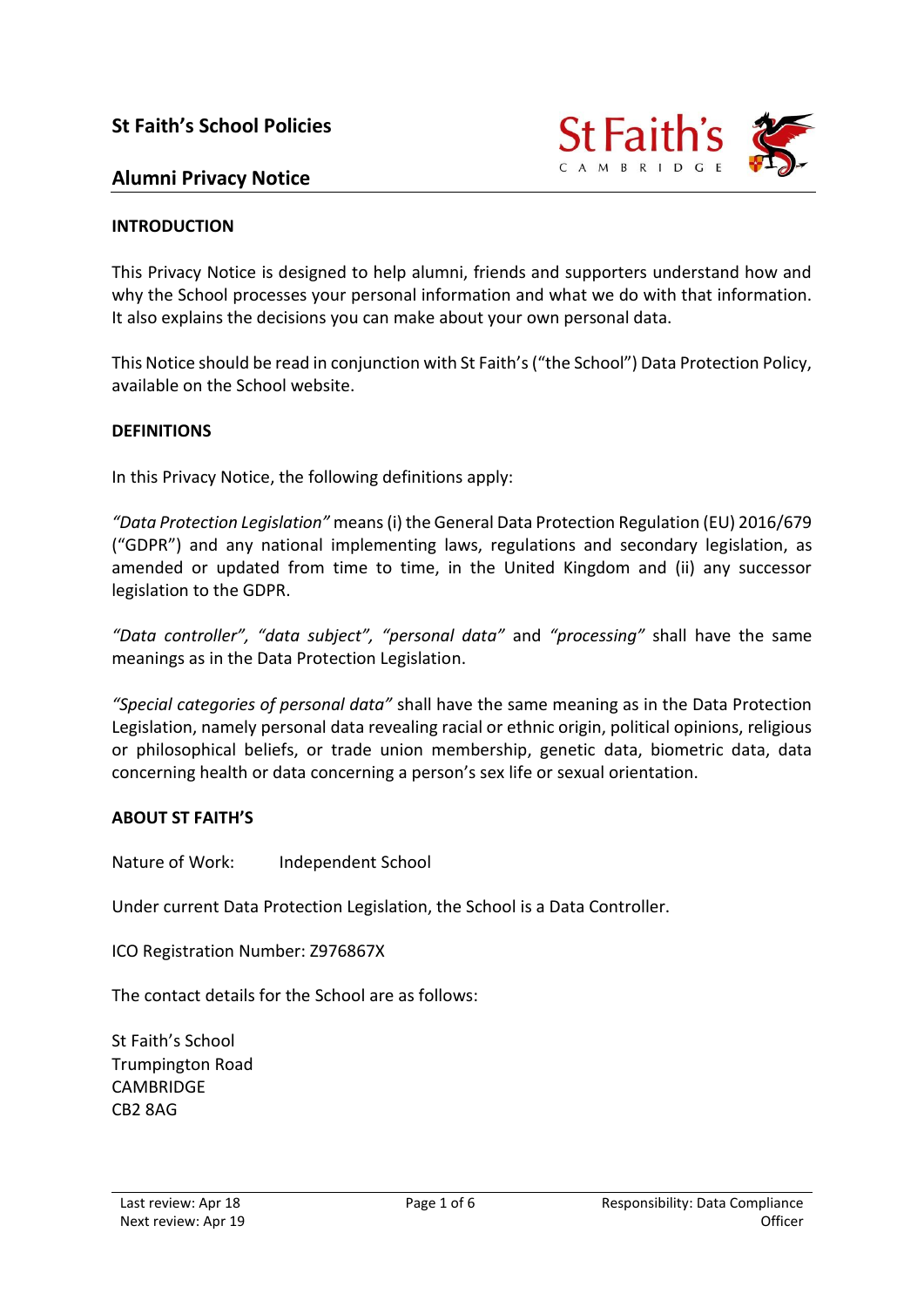# St Faith's School Policies

## Alumni Privacy Notice

**INTRODUCTION**

This Privacy Notice is designed to help alumni, friends and supporters understand how and why the School processes your personal information and what we do with that information. It also explains the decisions you can make about your own personal data.

This Notice should be read in conjunction with St Faith's ("the School") Data Protection Policy, available on the School website.

**DEFINITIONS**

In this Privacy Notice, the following definitions apply:

*"Data Protection Legislation"* means (i) the General Data Protection Regulation (EU) 2016/679 ("GDPR") and any national implementing laws, regulations and secondary legislation, as amended or updated from time to time, in the United Kingdom and (ii) any successor legislation to the GDPR.

*"Data controller", "data subject", "personal data"* and *"processing"* shall have the same meanings as in the Data Protection Legislation.

*"Special categories of personal data"* shall have the same meaning as in the Data Protection Legislation, namely personal data revealing racial or ethnic origin, political opinions, religious or philosophical beliefs, or trade union membership, genetic data, biometric data, data concerning health or data concerning a person's sex life or sexual orientation.

**ABOUT ST FAITH'S**

Nature of Work: Independent School

Under current Data Protection Legislation, the School is a Data Controller.

ICO Registration Number: Z976867X

The contact details for the School are as follows:

St Faith's School
Trumpington Road
CAMBRIDGE
CB2 8AG

Last review: Apr 18
Next review: Apr 19

Responsibility: Data Compliance Officer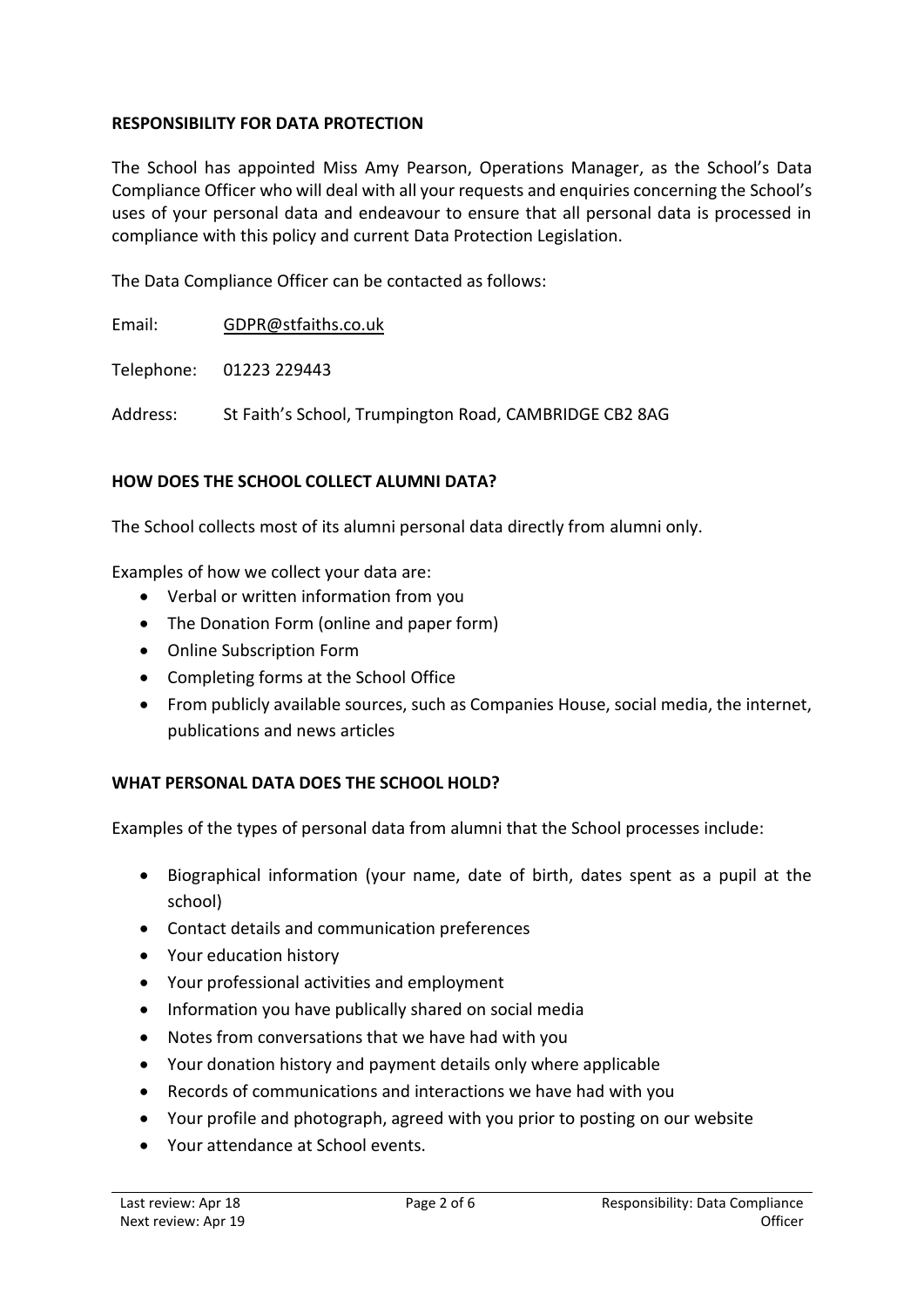## RESPONSIBILITY FOR DATA PROTECTION

The School has appointed Miss Amy Pearson, Operations Manager, as the School's Data Compliance Officer who will deal with all your requests and enquiries concerning the School's uses of your personal data and endeavour to ensure that all personal data is processed in compliance with this policy and current Data Protection Legislation.

The Data Compliance Officer can be contacted as follows:

Email: GDPR@stfaiths.co.uk

Telephone: 01223 229443

Address: St Faith's School, Trumpington Road, CAMBRIDGE CB2 8AG

## HOW DOES THE SCHOOL COLLECT ALUMNI DATA?

The School collects most of its alumni personal data directly from alumni only.

Examples of how we collect your data are:

- Verbal or written information from you
- The Donation Form (online and paper form)
- Online Subscription Form
- Completing forms at the School Office
- From publicly available sources, such as Companies House, social media, the internet, publications and news articles

## WHAT PERSONAL DATA DOES THE SCHOOL HOLD?

Examples of the types of personal data from alumni that the School processes include:

- Biographical information (your name, date of birth, dates spent as a pupil at the school)
- Contact details and communication preferences
- Your education history
- Your professional activities and employment
- Information you have publically shared on social media
- Notes from conversations that we have had with you
- Your donation history and payment details only where applicable
- Records of communications and interactions we have had with you
- Your profile and photograph, agreed with you prior to posting on our website
- Your attendance at School events.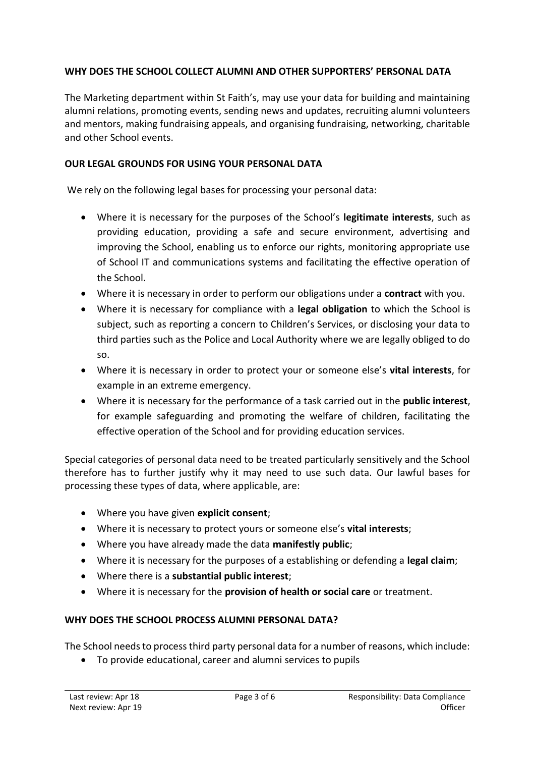**WHY DOES THE SCHOOL COLLECT ALUMNI AND OTHER SUPPORTERS' PERSONAL DATA**

The Marketing department within St Faith's, may use your data for building and maintaining alumni relations, promoting events, sending news and updates, recruiting alumni volunteers and mentors, making fundraising appeals, and organising fundraising, networking, charitable and other School events.

**OUR LEGAL GROUNDS FOR USING YOUR PERSONAL DATA**

We rely on the following legal bases for processing your personal data:

- Where it is necessary for the purposes of the School's **legitimate interests**, such as providing education, providing a safe and secure environment, advertising and improving the School, enabling us to enforce our rights, monitoring appropriate use of School IT and communications systems and facilitating the effective operation of the School.
- Where it is necessary in order to perform our obligations under a **contract** with you.
- Where it is necessary for compliance with a **legal obligation** to which the School is subject, such as reporting a concern to Children's Services, or disclosing your data to third parties such as the Police and Local Authority where we are legally obliged to do so.
- Where it is necessary in order to protect your or someone else's **vital interests**, for example in an extreme emergency.
- Where it is necessary for the performance of a task carried out in the **public interest**, for example safeguarding and promoting the welfare of children, facilitating the effective operation of the School and for providing education services.

Special categories of personal data need to be treated particularly sensitively and the School therefore has to further justify why it may need to use such data. Our lawful bases for processing these types of data, where applicable, are:

- Where you have given **explicit consent**;
- Where it is necessary to protect yours or someone else's **vital interests**;
- Where you have already made the data **manifestly public**;
- Where it is necessary for the purposes of a establishing or defending a **legal claim**;
- Where there is a **substantial public interest**;
- Where it is necessary for the **provision of health or social care** or treatment.

**WHY DOES THE SCHOOL PROCESS ALUMNI PERSONAL DATA?**

The School needs to process third party personal data for a number of reasons, which include:

- To provide educational, career and alumni services to pupils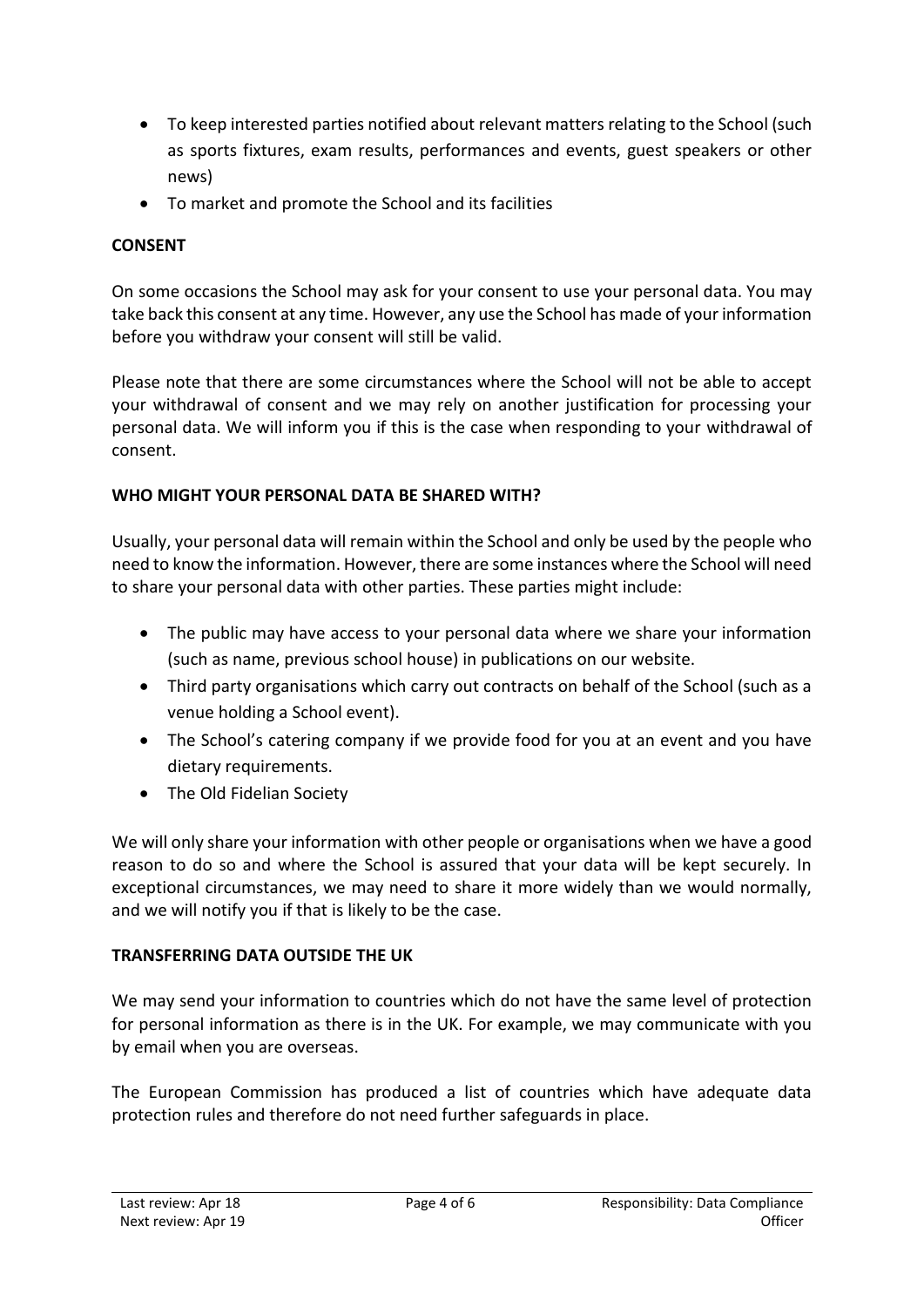- To keep interested parties notified about relevant matters relating to the School (such as sports fixtures, exam results, performances and events, guest speakers or other news)
- To market and promote the School and its facilities

**CONSENT**

On some occasions the School may ask for your consent to use your personal data. You may take back this consent at any time. However, any use the School has made of your information before you withdraw your consent will still be valid.

Please note that there are some circumstances where the School will not be able to accept your withdrawal of consent and we may rely on another justification for processing your personal data. We will inform you if this is the case when responding to your withdrawal of consent.

**WHO MIGHT YOUR PERSONAL DATA BE SHARED WITH?**

Usually, your personal data will remain within the School and only be used by the people who need to know the information. However, there are some instances where the School will need to share your personal data with other parties. These parties might include:

- The public may have access to your personal data where we share your information (such as name, previous school house) in publications on our website.
- Third party organisations which carry out contracts on behalf of the School (such as a venue holding a School event).
- The School's catering company if we provide food for you at an event and you have dietary requirements.
- The Old Fidelian Society

We will only share your information with other people or organisations when we have a good reason to do so and where the School is assured that your data will be kept securely. In exceptional circumstances, we may need to share it more widely than we would normally, and we will notify you if that is likely to be the case.

**TRANSFERRING DATA OUTSIDE THE UK**

We may send your information to countries which do not have the same level of protection for personal information as there is in the UK. For example, we may communicate with you by email when you are overseas.

The European Commission has produced a list of countries which have adequate data protection rules and therefore do not need further safeguards in place.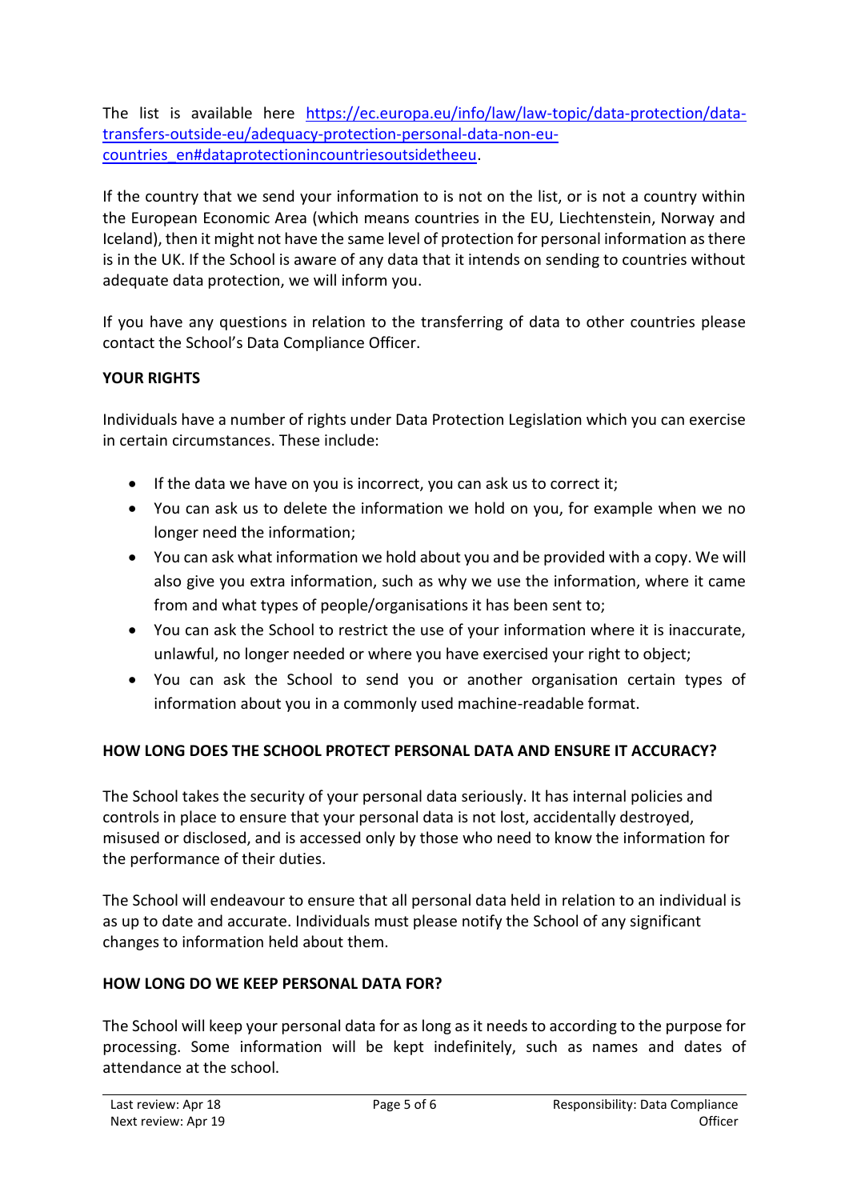The list is available here [https://ec.europa.eu/info/law/law-topic/data-protection/data-transfers-outside-eu/adequacy-protection-personal-data-non-eu-countries_en#dataprotectionincountriesoutsidetheeu](https://ec.europa.eu/info/law/law-topic/data-protection/data-transfers-outside-eu/adequacy-protection-personal-data-non-eu-countries_en#dataprotectionincountriesoutsidetheeu).

If the country that we send your information to is not on the list, or is not a country within the European Economic Area (which means countries in the EU, Liechtenstein, Norway and Iceland), then it might not have the same level of protection for personal information as there is in the UK. If the School is aware of any data that it intends on sending to countries without adequate data protection, we will inform you.

If you have any questions in relation to the transferring of data to other countries please contact the School's Data Compliance Officer.

**YOUR RIGHTS**

Individuals have a number of rights under Data Protection Legislation which you can exercise in certain circumstances. These include:

- If the data we have on you is incorrect, you can ask us to correct it;
- You can ask us to delete the information we hold on you, for example when we no longer need the information;
- You can ask what information we hold about you and be provided with a copy. We will also give you extra information, such as why we use the information, where it came from and what types of people/organisations it has been sent to;
- You can ask the School to restrict the use of your information where it is inaccurate, unlawful, no longer needed or where you have exercised your right to object;
- You can ask the School to send you or another organisation certain types of information about you in a commonly used machine-readable format.

**HOW LONG DOES THE SCHOOL PROTECT PERSONAL DATA AND ENSURE IT ACCURACY?**

The School takes the security of your personal data seriously. It has internal policies and controls in place to ensure that your personal data is not lost, accidentally destroyed, misused or disclosed, and is accessed only by those who need to know the information for the performance of their duties.

The School will endeavour to ensure that all personal data held in relation to an individual is as up to date and accurate. Individuals must please notify the School of any significant changes to information held about them.

**HOW LONG DO WE KEEP PERSONAL DATA FOR?**

The School will keep your personal data for as long as it needs to according to the purpose for processing. Some information will be kept indefinitely, such as names and dates of attendance at the school.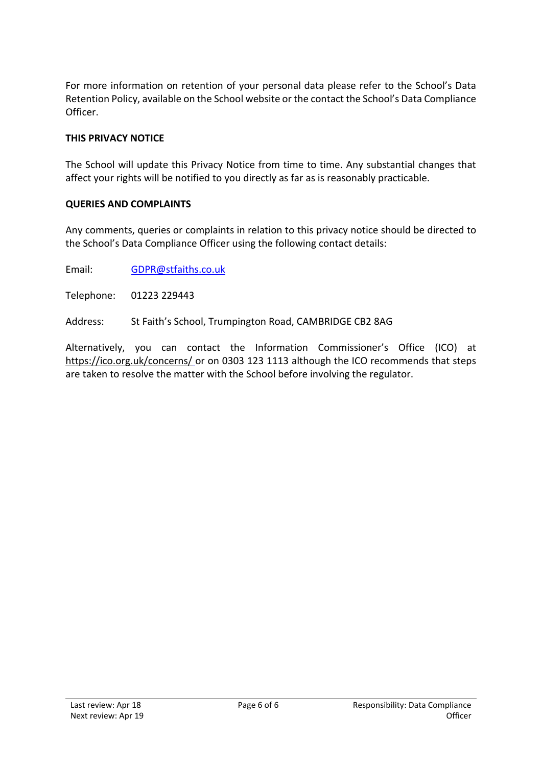For more information on retention of your personal data please refer to the School's Data Retention Policy, available on the School website or the contact the School's Data Compliance Officer.

## THIS PRIVACY NOTICE

The School will update this Privacy Notice from time to time. Any substantial changes that affect your rights will be notified to you directly as far as is reasonably practicable.

## QUERIES AND COMPLAINTS

Any comments, queries or complaints in relation to this privacy notice should be directed to the School's Data Compliance Officer using the following contact details:

Email: GDPR@stfaiths.co.uk

Telephone: 01223 229443

Address: St Faith's School, Trumpington Road, CAMBRIDGE CB2 8AG

Alternatively, you can contact the Information Commissioner's Office (ICO) at https://ico.org.uk/concerns/ or on 0303 123 1113 although the ICO recommends that steps are taken to resolve the matter with the School before involving the regulator.